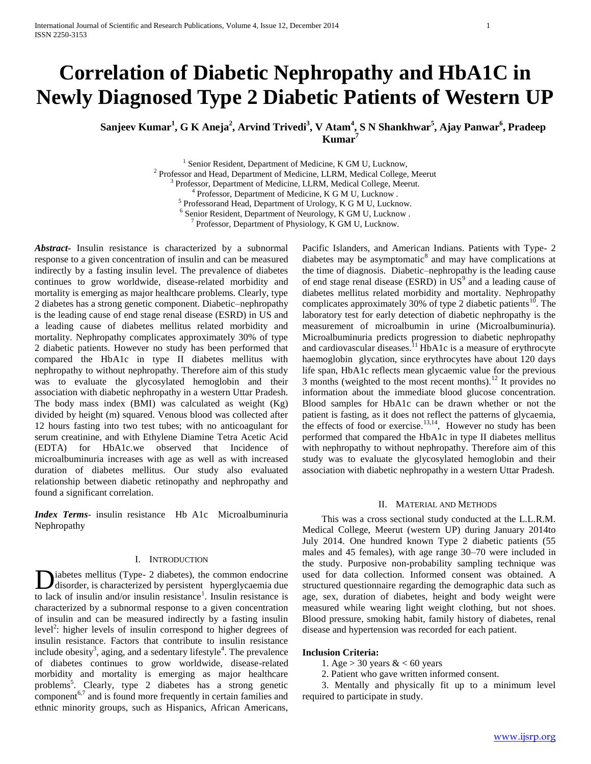# Correlation of Diabetic Nephropathy and HbA1C in Newly Diagnosed Type 2 Diabetic Patients of Western UP

**Sanjeev Kumar[1], G K Aneja[2], Arvind Trivedi[3], V Atam[4], S N Shankhwar[5], Ajay Panwar[6], Pradeep Kumar[7]**

[1] Senior Resident, Department of Medicine, K GM U, Lucknow,
[2] Professor and Head, Department of Medicine, LLRM, Medical College, Meerut
[3] Professor, Department of Medicine, LLRM, Medical College, Meerut.
[4] Professor, Department of Medicine, K G M U, Lucknow .
[5] Professorand Head, Department of Urology, K G M U, Lucknow.
[6] Senior Resident, Department of Neurology, K GM U, Lucknow .
[7] Professor, Department of Physiology, K GM U, Lucknow.

***Abstract-*** Insulin resistance is characterized by a subnormal response to a given concentration of insulin and can be measured indirectly by a fasting insulin level. The prevalence of diabetes continues to grow worldwide, disease-related morbidity and mortality is emerging as major healthcare problems. Clearly, type 2 diabetes has a strong genetic component. Diabetic–nephropathy is the leading cause of end stage renal disease (ESRD) in US and a leading cause of diabetes mellitus related morbidity and mortality. Nephropathy complicates approximately 30% of type 2 diabetic patients. However no study has been performed that compared the HbA1c in type II diabetes mellitus with nephropathy to without nephropathy. Therefore aim of this study was to evaluate the glycosylated hemoglobin and their association with diabetic nephropathy in a western Uttar Pradesh. The body mass index (BMI) was calculated as weight (Kg) divided by height (m) squared. Venous blood was collected after 12 hours fasting into two test tubes; with no anticoagulant for serum creatinine, and with Ethylene Diamine Tetra Acetic Acid (EDTA) for HbA1c.we observed that Incidence of microalbuminuria increases with age as well as with increased duration of diabetes mellitus. Our study also evaluated relationship between diabetic retinopathy and nephropathy and found a significant correlation.

***Index Terms***- insulin resistance Hb A1c Microalbuminuria Nephropathy

## I. Introduction

Diabetes mellitus (Type- 2 diabetes), the common endocrine disorder, is characterized by persistent hyperglycaemia due to lack of insulin and/or insulin resistance[1]. Insulin resistance is characterized by a subnormal response to a given concentration of insulin and can be measured indirectly by a fasting insulin level[2]: higher levels of insulin correspond to higher degrees of insulin resistance. Factors that contribute to insulin resistance include obesity[3], aging, and a sedentary lifestyle[4]. The prevalence of diabetes continues to grow worldwide, disease-related morbidity and mortality is emerging as major healthcare problems[5]. Clearly, type 2 diabetes has a strong genetic component[6,7] and is found more frequently in certain families and ethnic minority groups, such as Hispanics, African Americans, Pacific Islanders, and American Indians. Patients with Type- 2 diabetes may be asymptomatic[8] and may have complications at the time of diagnosis. Diabetic–nephropathy is the leading cause of end stage renal disease (ESRD) in US[9] and a leading cause of diabetes mellitus related morbidity and mortality. Nephropathy complicates approximately 30% of type 2 diabetic patients[10]. The laboratory test for early detection of diabetic nephropathy is the measurement of microalbumin in urine (Microalbuminuria). Microalbuminuria predicts progression to diabetic nephropathy and cardiovascular diseases.[11] HbA1c is a measure of erythrocyte haemoglobin glycation, since erythrocytes have about 120 days life span, HbA1c reflects mean glycaemic value for the previous 3 months (weighted to the most recent months).[12] It provides no information about the immediate blood glucose concentration. Blood samples for HbA1c can be drawn whether or not the patient is fasting, as it does not reflect the patterns of glycaemia, the effects of food or exercise.[13,14], However no study has been performed that compared the HbA1c in type II diabetes mellitus with nephropathy to without nephropathy. Therefore aim of this study was to evaluate the glycosylated hemoglobin and their association with diabetic nephropathy in a western Uttar Pradesh.

## II. Material and Methods

This was a cross sectional study conducted at the L.L.R.M. Medical College, Meerut (western UP) during January 2014to July 2014. One hundred known Type 2 diabetic patients (55 males and 45 females), with age range 30–70 were included in the study. Purposive non-probability sampling technique was used for data collection. Informed consent was obtained. A structured questionnaire regarding the demographic data such as age, sex, duration of diabetes, height and body weight were measured while wearing light weight clothing, but not shoes. Blood pressure, smoking habit, family history of diabetes, renal disease and hypertension was recorded for each patient.

### Inclusion Criteria:

1. Age > 30 years & < 60 years
2. Patient who gave written informed consent.
3. Mentally and physically fit up to a minimum level required to participate in study.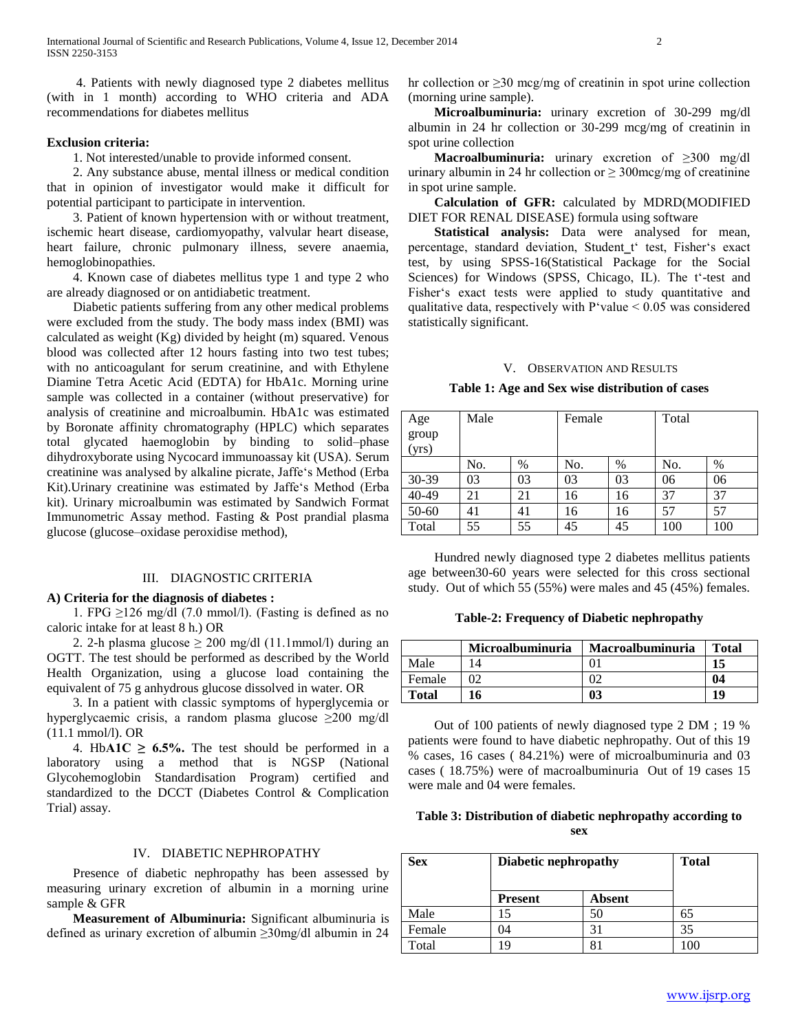4. Patients with newly diagnosed type 2 diabetes mellitus (with in 1 month) according to WHO criteria and ADA recommendations for diabetes mellitus

**Exclusion criteria:**

1. Not interested/unable to provide informed consent.

2. Any substance abuse, mental illness or medical condition that in opinion of investigator would make it difficult for potential participant to participate in intervention.

3. Patient of known hypertension with or without treatment, ischemic heart disease, cardiomyopathy, valvular heart disease, heart failure, chronic pulmonary illness, severe anaemia, hemoglobinopathies.

4. Known case of diabetes mellitus type 1 and type 2 who are already diagnosed or on antidiabetic treatment.

Diabetic patients suffering from any other medical problems were excluded from the study. The body mass index (BMI) was calculated as weight (Kg) divided by height (m) squared. Venous blood was collected after 12 hours fasting into two test tubes; with no anticoagulant for serum creatinine, and with Ethylene Diamine Tetra Acetic Acid (EDTA) for HbA1c. Morning urine sample was collected in a container (without preservative) for analysis of creatinine and microalbumin. HbA1c was estimated by Boronate affinity chromatography (HPLC) which separates total glycated haemoglobin by binding to solid–phase dihydroxyborate using Nycocard immunoassay kit (USA). Serum creatinine was analysed by alkaline picrate, Jaffe's Method (Erba Kit).Urinary creatinine was estimated by Jaffe's Method (Erba kit). Urinary microalbumin was estimated by Sandwich Format Immunometric Assay method. Fasting & Post prandial plasma glucose (glucose–oxidase peroxidise method),

## III. DIAGNOSTIC CRITERIA

**A) Criteria for the diagnosis of diabetes :**

1. FPG ≥126 mg/dl (7.0 mmol/l). (Fasting is defined as no caloric intake for at least 8 h.) OR

2. 2-h plasma glucose ≥ 200 mg/dl (11.1mmol/l) during an OGTT. The test should be performed as described by the World Health Organization, using a glucose load containing the equivalent of 75 g anhydrous glucose dissolved in water. OR

3. In a patient with classic symptoms of hyperglycemia or hyperglycaemic crisis, a random plasma glucose ≥200 mg/dl (11.1 mmol/l). OR

4. Hb**A1C ≥ 6.5%.** The test should be performed in a laboratory using a method that is NGSP (National Glycohemoglobin Standardisation Program) certified and standardized to the DCCT (Diabetes Control & Complication Trial) assay.

## IV. DIABETIC NEPHROPATHY

Presence of diabetic nephropathy has been assessed by measuring urinary excretion of albumin in a morning urine sample & GFR

**Measurement of Albuminuria:** Significant albuminuria is defined as urinary excretion of albumin ≥30mg/dl albumin in 24 hr collection or ≥30 mcg/mg of creatinin in spot urine collection (morning urine sample).

**Microalbuminuria:** urinary excretion of 30-299 mg/dl albumin in 24 hr collection or 30-299 mcg/mg of creatinin in spot urine collection

**Macroalbuminuria:** urinary excretion of ≥300 mg/dl urinary albumin in 24 hr collection or ≥ 300mcg/mg of creatinine in spot urine sample.

**Calculation of GFR:** calculated by MDRD(MODIFIED DIET FOR RENAL DISEASE) formula using software

**Statistical analysis:** Data were analysed for mean, percentage, standard deviation, Student_t' test, Fisher's exact test, by using SPSS-16(Statistical Package for the Social Sciences) for Windows (SPSS, Chicago, IL). The t'-test and Fisher's exact tests were applied to study quantitative and qualitative data, respectively with P'value < 0.05 was considered statistically significant.

## V. OBSERVATION AND RESULTS

**Table 1: Age and Sex wise distribution of cases**

| Age group (yrs) | Male | | Female | | Total | |
|---|---|---|---|---|---|---|
| | No. | % | No. | % | No. | % |
| 30-39 | 03 | 03 | 03 | 03 | 06 | 06 |
| 40-49 | 21 | 21 | 16 | 16 | 37 | 37 |
| 50-60 | 41 | 41 | 16 | 16 | 57 | 57 |
| Total | 55 | 55 | 45 | 45 | 100 | 100 |

Hundred newly diagnosed type 2 diabetes mellitus patients age between30-60 years were selected for this cross sectional study. Out of which 55 (55%) were males and 45 (45%) females.

**Table-2: Frequency of Diabetic nephropathy**

| | Microalbuminuria | Macroalbuminuria | Total |
|---|---|---|---|
| Male | 14 | 01 | **15** |
| Female | 02 | 02 | **04** |
| **Total** | **16** | **03** | **19** |

Out of 100 patients of newly diagnosed type 2 DM ; 19 % patients were found to have diabetic nephropathy. Out of this 19 % cases, 16 cases ( 84.21%) were of microalbuminuria and 03 cases ( 18.75%) were of macroalbuminuria Out of 19 cases 15 were male and 04 were females.

**Table 3: Distribution of diabetic nephropathy according to sex**

| Sex | Diabetic nephropathy | | Total |
|---|---|---|---|
| | Present | Absent | |
| Male | 15 | 50 | 65 |
| Female | 04 | 31 | 35 |
| Total | 19 | 81 | 100 |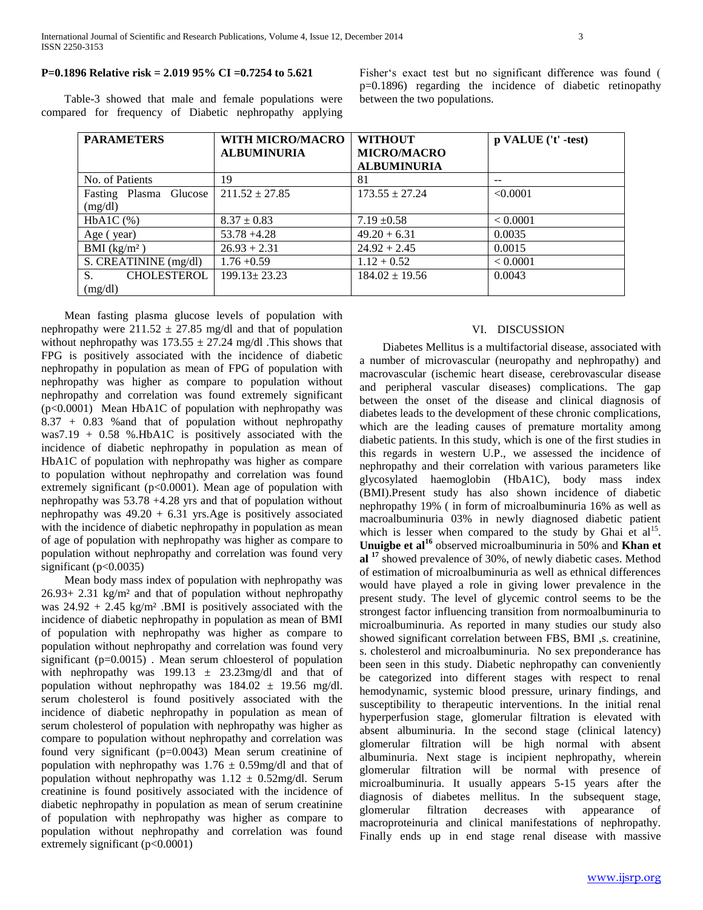**P=0.1896 Relative risk = 2.019 95% CI =0.7254 to 5.621**

Table-3 showed that male and female populations were compared for frequency of Diabetic nephropathy applying Fisher's exact test but no significant difference was found ( p=0.1896) regarding the incidence of diabetic retinopathy between the two populations.

| PARAMETERS | WITH MICRO/MACRO ALBUMINURIA | WITHOUT MICRO/MACRO ALBUMINURIA | p VALUE ('t' -test) |
|---|---|---|---|
| No. of Patients | 19 | 81 | -- |
| Fasting Plasma Glucose (mg/dl) | $211.52 \pm 27.85$ | $173.55 \pm 27.24$ | <0.0001 |
| HbA1C (%) | $8.37 \pm 0.83$ | $7.19 \pm 0.58$ | < 0.0001 |
| Age ( year) | 53.78 +4.28 | 49.20 + 6.31 | 0.0035 |
| BMI ($kg/m^2$ ) | 26.93 + 2.31 | 24.92 + 2.45 | 0.0015 |
| S. CREATININE (mg/dl) | 1.76 +0.59 | 1.12 + 0.52 | < 0.0001 |
| S. CHOLESTEROL (mg/dl) | $199.13 \pm 23.23$ | $184.02 \pm 19.56$ | 0.0043 |

Mean fasting plasma glucose levels of population with nephropathy were $211.52 \pm 27.85$ mg/dl and that of population without nephropathy was $173.55 \pm 27.24$ mg/dl .This shows that FPG is positively associated with the incidence of diabetic nephropathy in population as mean of FPG of population with nephropathy was higher as compare to population without nephropathy and correlation was found extremely significant (p<0.0001) Mean HbA1C of population with nephropathy was 8.37 + 0.83 %and that of population without nephropathy was7.19 + 0.58 %.HbA1C is positively associated with the incidence of diabetic nephropathy in population as mean of HbA1C of population with nephropathy was higher as compare to population without nephropathy and correlation was found extremely significant (p<0.0001). Mean age of population with nephropathy was 53.78 +4.28 yrs and that of population without nephropathy was 49.20 + 6.31 yrs.Age is positively associated with the incidence of diabetic nephropathy in population as mean of age of population with nephropathy was higher as compare to population without nephropathy and correlation was found very significant (p<0.0035)

Mean body mass index of population with nephropathy was 26.93+ 2.31 $kg/m^2$ and that of population without nephropathy was 24.92 + 2.45 $kg/m^2$ .BMI is positively associated with the incidence of diabetic nephropathy in population as mean of BMI of population with nephropathy was higher as compare to population without nephropathy and correlation was found very significant (p=0.0015) . Mean serum chloesterol of population with nephropathy was $199.13 \pm 23.23$mg/dl and that of population without nephropathy was $184.02 \pm 19.56$ mg/dl. serum cholesterol is found positively associated with the incidence of diabetic nephropathy in population as mean of serum cholesterol of population with nephropathy was higher as compare to population without nephropathy and correlation was found very significant (p=0.0043) Mean serum creatinine of population with nephropathy was $1.76 \pm 0.59$mg/dl and that of population without nephropathy was $1.12 \pm 0.52$mg/dl. Serum creatinine is found positively associated with the incidence of diabetic nephropathy in population as mean of serum creatinine of population with nephropathy was higher as compare to population without nephropathy and correlation was found extremely significant (p<0.0001)

## VI. DISCUSSION

Diabetes Mellitus is a multifactorial disease, associated with a number of microvascular (neuropathy and nephropathy) and macrovascular (ischemic heart disease, cerebrovascular disease and peripheral vascular diseases) complications. The gap between the onset of the disease and clinical diagnosis of diabetes leads to the development of these chronic complications, which are the leading causes of premature mortality among diabetic patients. In this study, which is one of the first studies in this regards in western U.P., we assessed the incidence of nephropathy and their correlation with various parameters like glycosylated haemoglobin (HbA1C), body mass index (BMI).Present study has also shown incidence of diabetic nephropathy 19% ( in form of microalbuminuria 16% as well as macroalbuminuria 03% in newly diagnosed diabetic patient which is lesser when compared to the study by Ghai et al[15]. **Unuigbe et al**[16] observed microalbuminuria in 50% and **Khan et al** [17] showed prevalence of 30%, of newly diabetic cases. Method of estimation of microalbuminuria as well as ethnical differences would have played a role in giving lower prevalence in the present study. The level of glycemic control seems to be the strongest factor influencing transition from normoalbuminuria to microalbuminuria. As reported in many studies our study also showed significant correlation between FBS, BMI ,s. creatinine, s. cholesterol and microalbuminuria. No sex preponderance has been seen in this study. Diabetic nephropathy can conveniently be categorized into different stages with respect to renal hemodynamic, systemic blood pressure, urinary findings, and susceptibility to therapeutic interventions. In the initial renal hyperperfusion stage, glomerular filtration is elevated with absent albuminuria. In the second stage (clinical latency) glomerular filtration will be high normal with absent albuminuria. Next stage is incipient nephropathy, wherein glomerular filtration will be normal with presence of microalbuminuria. It usually appears 5-15 years after the diagnosis of diabetes mellitus. In the subsequent stage, glomerular filtration decreases with appearance of macroproteinuria and clinical manifestations of nephropathy. Finally ends up in end stage renal disease with massive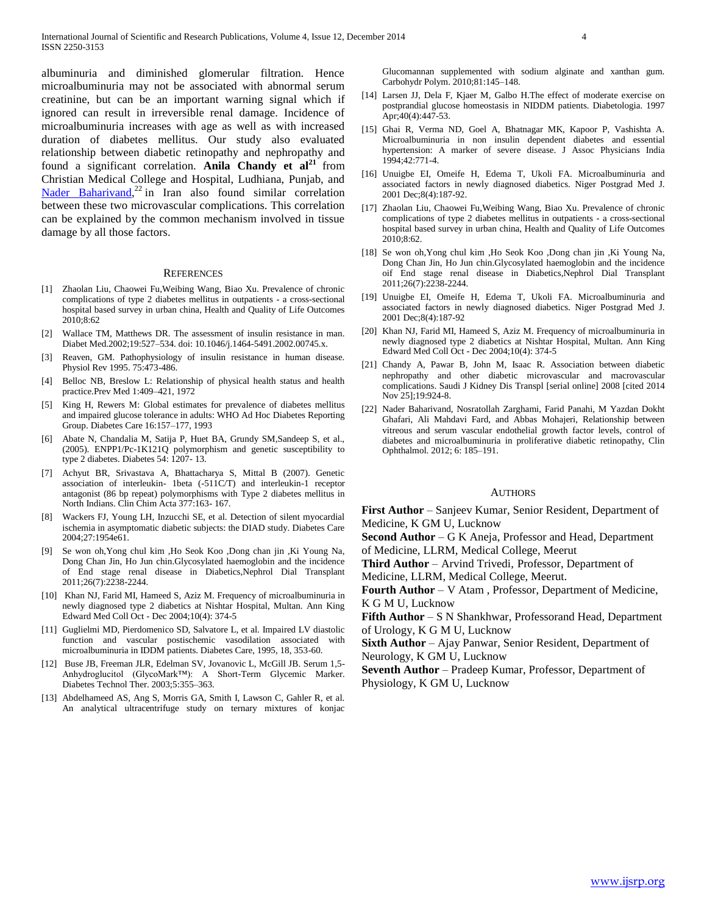albuminuria and diminished glomerular filtration. Hence microalbuminuria may not be associated with abnormal serum creatinine, but can be an important warning signal which if ignored can result in irreversible renal damage. Incidence of microalbuminuria increases with age as well as with increased duration of diabetes mellitus. Our study also evaluated relationship between diabetic retinopathy and nephropathy and found a significant correlation. **Anila Chandy et al**[21] from Christian Medical College and Hospital, Ludhiana, Punjab, and Nader Baharivand,[22] in Iran also found similar correlation between these two microvascular complications. This correlation can be explained by the common mechanism involved in tissue damage by all those factors.

## References

[1] Zhaolan Liu, Chaowei Fu,Weibing Wang, Biao Xu. Prevalence of chronic complications of type 2 diabetes mellitus in outpatients - a cross-sectional hospital based survey in urban china, Health and Quality of Life Outcomes 2010;8:62

[2] Wallace TM, Matthews DR. The assessment of insulin resistance in man. Diabet Med.2002;19:527–534. doi: 10.1046/j.1464-5491.2002.00745.x.

[3] Reaven, GM. Pathophysiology of insulin resistance in human disease. Physiol Rev 1995. 75:473-486.

[4] Belloc NB, Breslow L: Relationship of physical health status and health practice.Prev Med 1:409–421, 1972

[5] King H, Rewers M: Global estimates for prevalence of diabetes mellitus and impaired glucose tolerance in adults: WHO Ad Hoc Diabetes Reporting Group. Diabetes Care 16:157–177, 1993

[6] Abate N, Chandalia M, Satija P, Huet BA, Grundy SM,Sandeep S, et al., (2005). ENPP1/Pc-1K121Q polymorphism and genetic susceptibility to type 2 diabetes. Diabetes 54: 1207- 13.

[7] Achyut BR, Srivastava A, Bhattacharya S, Mittal B (2007). Genetic association of interleukin- 1beta (-511C/T) and interleukin-1 receptor antagonist (86 bp repeat) polymorphisms with Type 2 diabetes mellitus in North Indians. Clin Chim Acta 377:163- 167.

[8] Wackers FJ, Young LH, Inzucchi SE, et al. Detection of silent myocardial ischemia in asymptomatic diabetic subjects: the DIAD study. Diabetes Care 2004;27:1954e61.

[9] Se won oh,Yong chul kim ,Ho Seok Koo ,Dong chan jin ,Ki Young Na, Dong Chan Jin, Ho Jun chin.Glycosylated haemoglobin and the incidence of End stage renal disease in Diabetics,Nephrol Dial Transplant 2011;26(7):2238-2244.

[10] Khan NJ, Farid MI, Hameed S, Aziz M. Frequency of microalbuminuria in newly diagnosed type 2 diabetics at Nishtar Hospital, Multan. Ann King Edward Med Coll Oct - Dec 2004;10(4): 374-5

[11] Guglielmi MD, Pierdomenico SD, Salvatore L, et al. Impaired LV diastolic function and vascular postischemic vasodilation associated with microalbuminuria in IDDM patients. Diabetes Care, 1995, 18, 353-60.

[12] Buse JB, Freeman JLR, Edelman SV, Jovanovic L, McGill JB. Serum 1,5-Anhydroglucitol (GlycoMark™): A Short-Term Glycemic Marker. Diabetes Technol Ther. 2003;5:355–363.

[13] Abdelhameed AS, Ang S, Morris GA, Smith I, Lawson C, Gahler R, et al. An analytical ultracentrifuge study on ternary mixtures of konjac Glucomannan supplemented with sodium alginate and xanthan gum. Carbohydr Polym. 2010;81:145–148.

[14] Larsen JJ, Dela F, Kjaer M, Galbo H.The effect of moderate exercise on postprandial glucose homeostasis in NIDDM patients. Diabetologia. 1997 Apr;40(4):447-53.

[15] Ghai R, Verma ND, Goel A, Bhatnagar MK, Kapoor P, Vashishta A. Microalbuminuria in non insulin dependent diabetes and essential hypertension: A marker of severe disease. J Assoc Physicians India 1994;42:771-4.

[16] Unuigbe EI, Omeife H, Edema T, Ukoli FA. Microalbuminuria and associated factors in newly diagnosed diabetics. Niger Postgrad Med J. 2001 Dec;8(4):187-92.

[17] Zhaolan Liu, Chaowei Fu,Weibing Wang, Biao Xu. Prevalence of chronic complications of type 2 diabetes mellitus in outpatients - a cross-sectional hospital based survey in urban china, Health and Quality of Life Outcomes 2010;8:62.

[18] Se won oh,Yong chul kim ,Ho Seok Koo ,Dong chan jin ,Ki Young Na, Dong Chan Jin, Ho Jun chin.Glycosylated haemoglobin and the incidence oif End stage renal disease in Diabetics,Nephrol Dial Transplant 2011;26(7):2238-2244.

[19] Unuigbe EI, Omeife H, Edema T, Ukoli FA. Microalbuminuria and associated factors in newly diagnosed diabetics. Niger Postgrad Med J. 2001 Dec;8(4):187-92

[20] Khan NJ, Farid MI, Hameed S, Aziz M. Frequency of microalbuminuria in newly diagnosed type 2 diabetics at Nishtar Hospital, Multan. Ann King Edward Med Coll Oct - Dec 2004;10(4): 374-5

[21] Chandy A, Pawar B, John M, Isaac R. Association between diabetic nephropathy and other diabetic microvascular and macrovascular complications. Saudi J Kidney Dis Transpl [serial online] 2008 [cited 2014 Nov 25];19:924-8.

[22] Nader Baharivand, Nosratollah Zarghami, Farid Panahi, M Yazdan Dokht Ghafari, Ali Mahdavi Fard, and Abbas Mohajeri, Relationship between vitreous and serum vascular endothelial growth factor levels, control of diabetes and microalbuminuria in proliferative diabetic retinopathy, Clin Ophthalmol. 2012; 6: 185–191.

## Authors

**First Author** – Sanjeev Kumar, Senior Resident, Department of Medicine, K GM U, Lucknow

**Second Author** – G K Aneja, Professor and Head, Department of Medicine, LLRM, Medical College, Meerut

**Third Author** – Arvind Trivedi, Professor, Department of Medicine, LLRM, Medical College, Meerut.

**Fourth Author** – V Atam , Professor, Department of Medicine, K G M U, Lucknow

**Fifth Author** – S N Shankhwar, Professorand Head, Department of Urology, K G M U, Lucknow

**Sixth Author** – Ajay Panwar, Senior Resident, Department of Neurology, K GM U, Lucknow

**Seventh Author** – Pradeep Kumar, Professor, Department of Physiology, K GM U, Lucknow